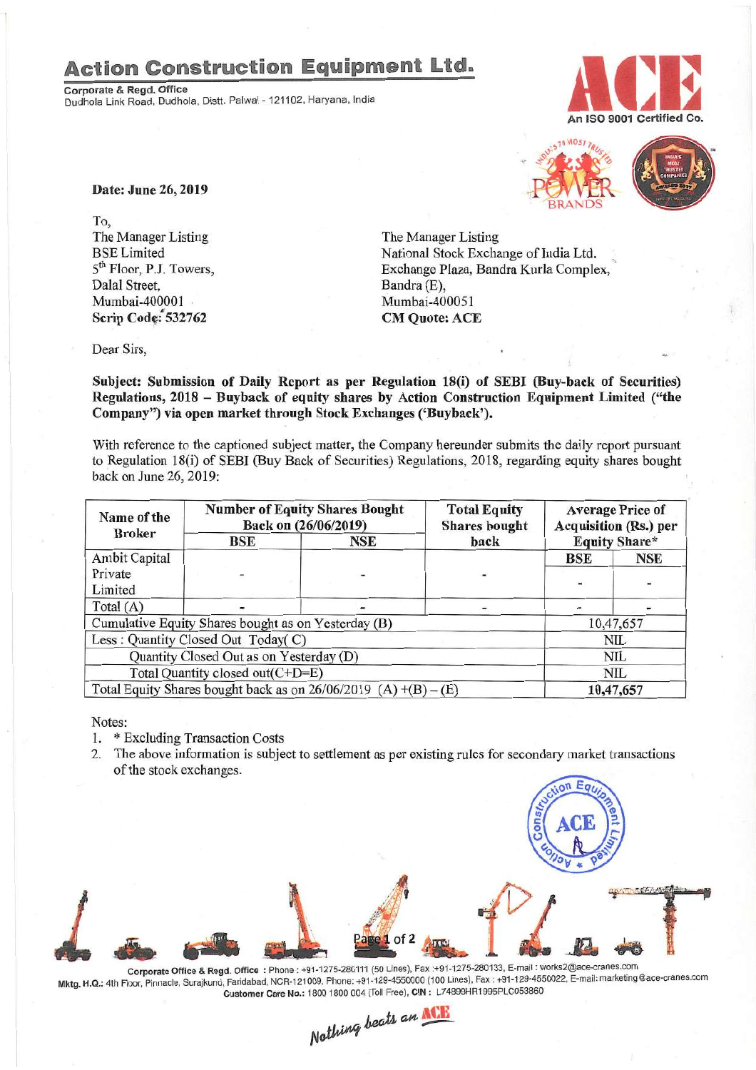# Action Construction Equipment Ltd.

**Corporate & Regd. Office**
Dudhola Link Road, Dudhola, Distt. Palwal - 121102, Haryana, India

An ISO 9001 Certified Co.

**Date: June 26, 2019**

To,
The Manager Listing
BSE Limited
5th Floor, P.J. Towers,
Dalal Street,
Mumbai-400001
**Scrip Code: 532762**

The Manager Listing
National Stock Exchange of India Ltd.
Exchange Plaza, Bandra Kurla Complex,
Bandra (E),
Mumbai-400051
**CM Quote: ACE**

Dear Sirs,

**Subject: Submission of Daily Report as per Regulation 18(i) of SEBI (Buy-back of Securities) Regulations, 2018 – Buyback of equity shares by Action Construction Equipment Limited ("the Company") via open market through Stock Exchanges ('Buyback').**

With reference to the captioned subject matter, the Company hereunder submits the daily report pursuant to Regulation 18(i) of SEBI (Buy Back of Securities) Regulations, 2018, regarding equity shares bought back on June 26, 2019:

| Name of the Broker | Number of Equity Shares Bought Back on (26/06/2019) | | Total Equity Shares bought back | Average Price of Acquisition (Rs.) per Equity Share* | |
|---|---|---|---|---|---|
| | BSE | NSE | | BSE | NSE |
| Ambit Capital Private Limited | - | - | - | - | - |
| Total (A) | - | - | - | - | - |
| Cumulative Equity Shares bought as on Yesterday (B) | | | | 10,47,657 | |
| Less : Quantity Closed Out Today( C) | | | | NIL | |
| Quantity Closed Out as on Yesterday (D) | | | | NIL | |
| Total Quantity closed out(C+D=E) | | | | NIL | |
| Total Equity Shares bought back as on 26/06/2019 (A) +(B) – (E) | | | | **10,47,657** | |

Notes:

1. * Excluding Transaction Costs
2. The above information is subject to settlement as per existing rules for secondary market transactions of the stock exchanges.

**Corporate Office & Regd. Office** : Phone : +91-1275-280111 (50 Lines), Fax :+91-1275-280133, E-mail : works2@ace-cranes.com
**Mktg. H.Q.:** 4th Floor, Pinnacle, Surajkund, Faridabad, NCR-121009, Phone: +91-129-4550000 (100 Lines), Fax : +91-129-4550022, E-mail: marketing@ace-cranes.com
**Customer Care No.:** 1800 1800 004 (Toll Free), **CIN :** L74899HR1995PLC053860

*Nothing beats an ACE*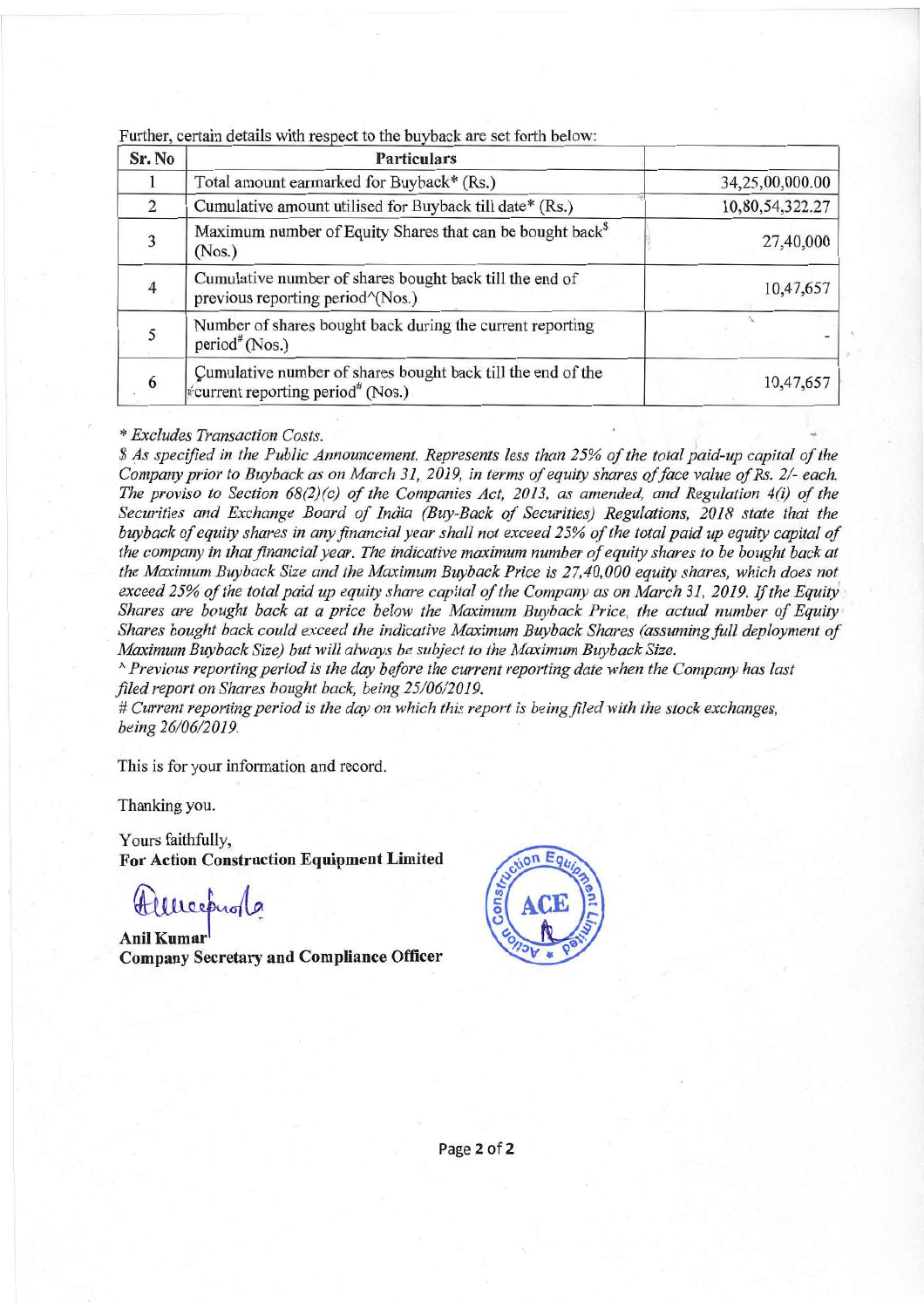Further, certain details with respect to the buyback are set forth below:

| Sr. No | Particulars | |
|---|---|---|
| 1 | Total amount earmarked for Buyback* (Rs.) | 34,25,00,000.00 |
| 2 | Cumulative amount utilised for Buyback till date* (Rs.) | 10,80,54,322.27 |
| 3 | Maximum number of Equity Shares that can be bought back$ (Nos.) | 27,40,000 |
| 4 | Cumulative number of shares bought back till the end of previous reporting period^(Nos.) | 10,47,657 |
| 5 | Number of shares bought back during the current reporting period# (Nos.) | - |
| 6 | Cumulative number of shares bought back till the end of the current reporting period# (Nos.) | 10,47,657 |

*\* Excludes Transaction Costs.*

*$ As specified in the Public Announcement. Represents less than 25% of the total paid-up capital of the Company prior to Buyback as on March 31, 2019, in terms of equity shares of face value of Rs. 2/- each. The proviso to Section 68(2)(c) of the Companies Act, 2013, as amended, and Regulation 4(i) of the Securities and Exchange Board of India (Buy-Back of Securities) Regulations, 2018 state that the buyback of equity shares in any financial year shall not exceed 25% of the total paid up equity capital of the company in that financial year. The indicative maximum number of equity shares to be bought back at the Maximum Buyback Size and the Maximum Buyback Price is 27,40,000 equity shares, which does not exceed 25% of the total paid up equity share capital of the Company as on March 31, 2019. If the Equity Shares are bought back at a price below the Maximum Buyback Price, the actual number of Equity Shares bought back could exceed the indicative Maximum Buyback Shares (assuming full deployment of Maximum Buyback Size) but will always be subject to the Maximum Buyback Size.*

*^ Previous reporting period is the day before the current reporting date when the Company has last filed report on Shares bought back, being 25/06/2019.*

*# Current reporting period is the day on which this report is being filed with the stock exchanges, being 26/06/2019.*

This is for your information and record.

Thanking you.

Yours faithfully,
**For Action Construction Equipment Limited**

**Anil Kumar**
**Company Secretary and Compliance Officer**